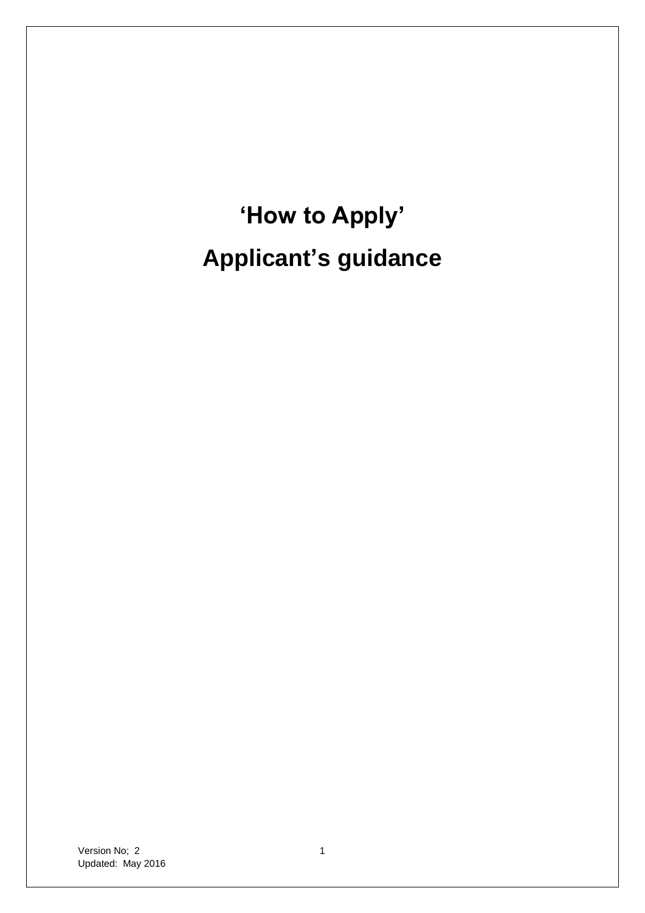# 'How to Apply'

# Applicant's guidance

Version No; 2
Updated: May 2016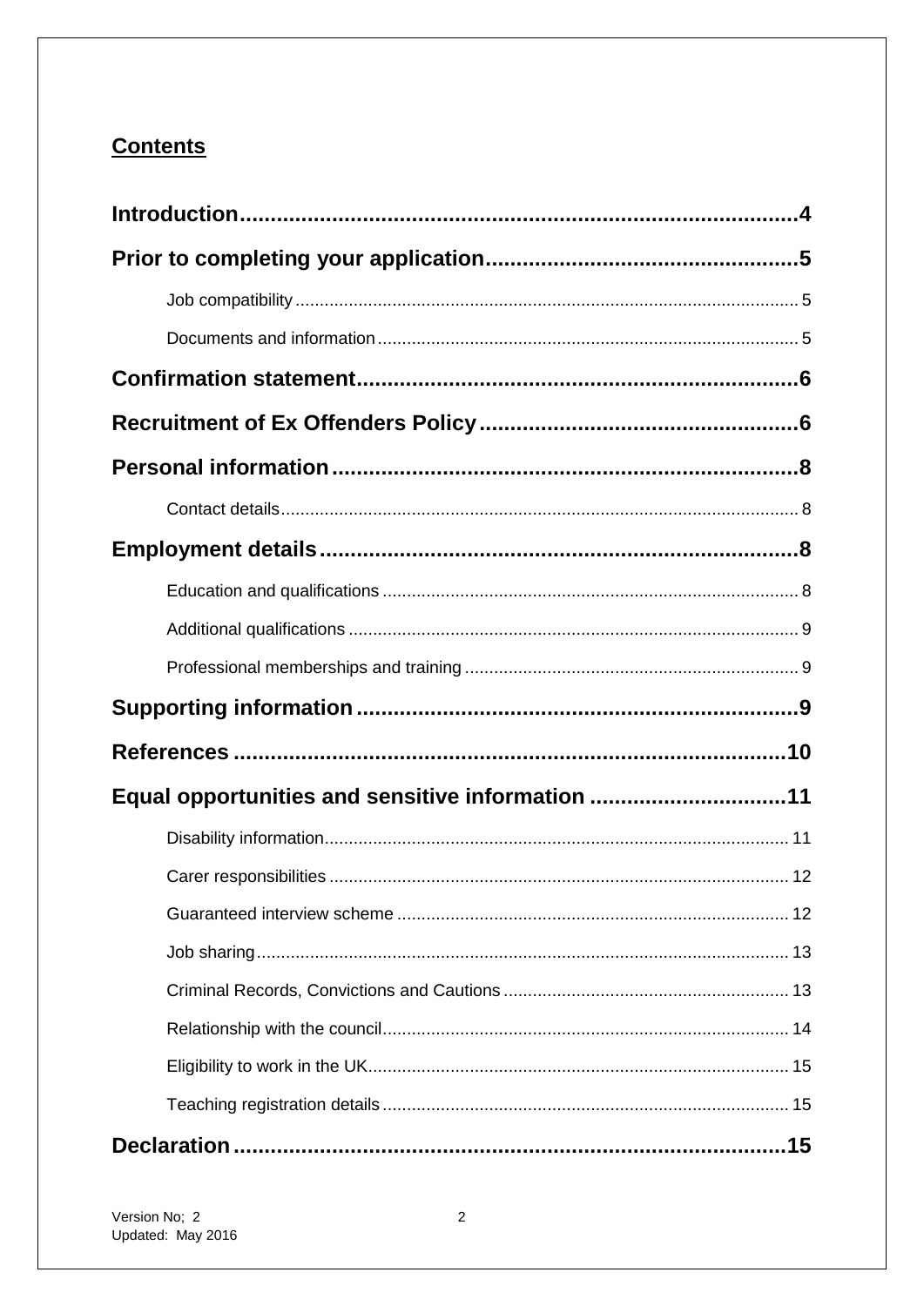## Contents

**Introduction** ........................................ **4**

**Prior to completing your application** ........................................ **5**

- Job compatibility ........................................ 5
- Documents and information ........................................ 5

**Confirmation statement** ........................................ **6**

**Recruitment of Ex Offenders Policy** ........................................ **6**

**Personal information** ........................................ **8**

- Contact details ........................................ 8

**Employment details** ........................................ **8**

- Education and qualifications ........................................ 8
- Additional qualifications ........................................ 9
- Professional memberships and training ........................................ 9

**Supporting information** ........................................ **9**

**References** ........................................ **10**

**Equal opportunities and sensitive information** ........................................ **11**

- Disability information ........................................ 11
- Carer responsibilities ........................................ 12
- Guaranteed interview scheme ........................................ 12
- Job sharing ........................................ 13
- Criminal Records, Convictions and Cautions ........................................ 13
- Relationship with the council ........................................ 14
- Eligibility to work in the UK ........................................ 15
- Teaching registration details ........................................ 15

**Declaration** ........................................ **15**

Version No; 2
Updated: May 2016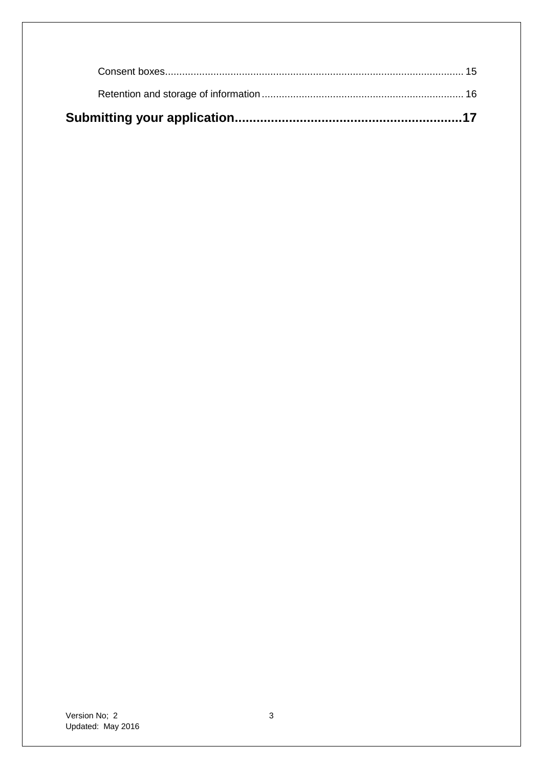Consent boxes........................................................................................................ 15

Retention and storage of information....................................................................... 16

**Submitting your application.................................................................17**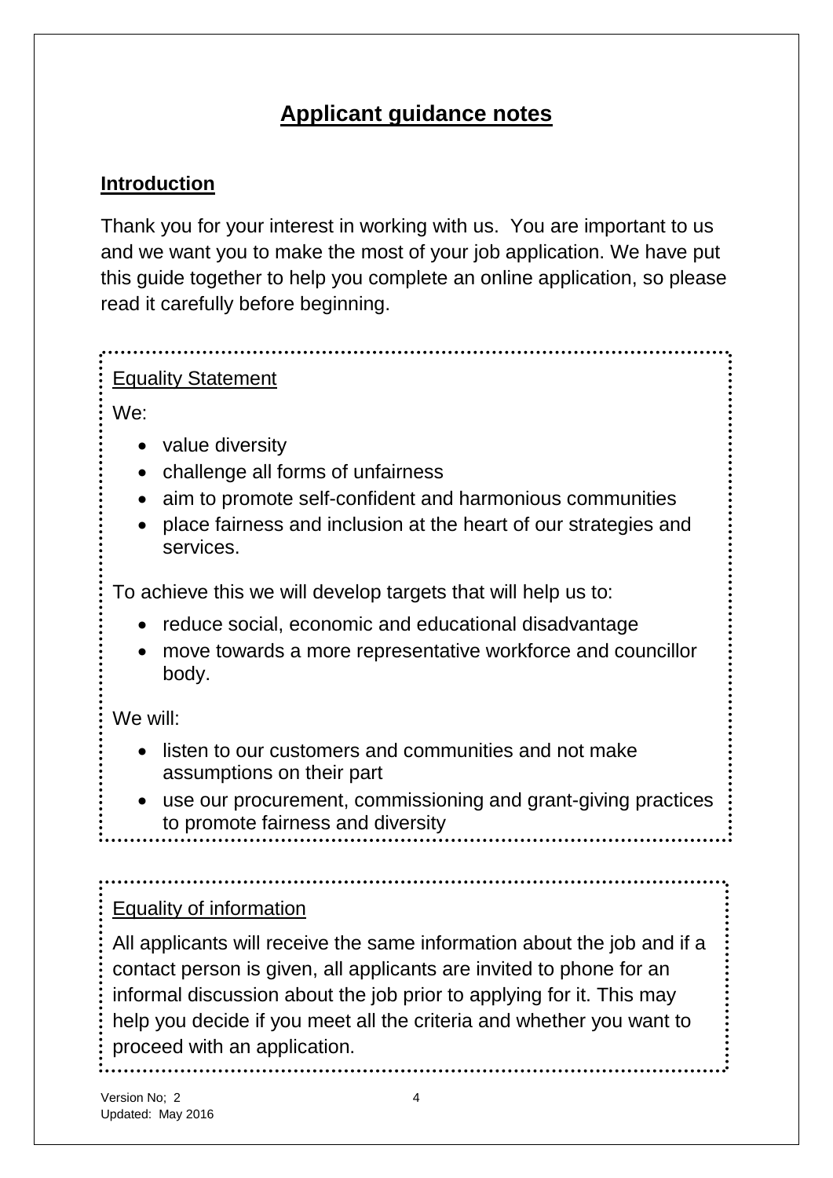# Applicant guidance notes

## Introduction

Thank you for your interest in working with us. You are important to us and we want you to make the most of your job application. We have put this guide together to help you complete an online application, so please read it carefully before beginning.

### Equality Statement

We:

- value diversity
- challenge all forms of unfairness
- aim to promote self-confident and harmonious communities
- place fairness and inclusion at the heart of our strategies and services.

To achieve this we will develop targets that will help us to:

- reduce social, economic and educational disadvantage
- move towards a more representative workforce and councillor body.

We will:

- listen to our customers and communities and not make assumptions on their part
- use our procurement, commissioning and grant-giving practices to promote fairness and diversity

### Equality of information

All applicants will receive the same information about the job and if a contact person is given, all applicants are invited to phone for an informal discussion about the job prior to applying for it. This may help you decide if you meet all the criteria and whether you want to proceed with an application.

Version No; 2
Updated: May 2016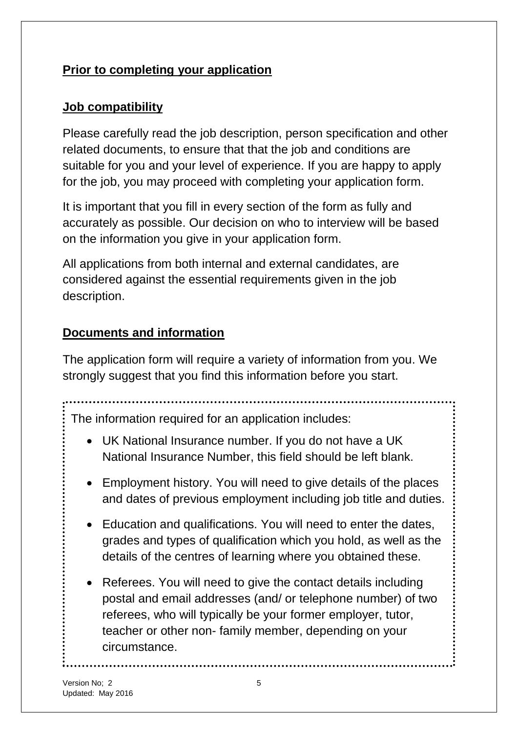## Prior to completing your application

### Job compatibility

Please carefully read the job description, person specification and other related documents, to ensure that that the job and conditions are suitable for you and your level of experience. If you are happy to apply for the job, you may proceed with completing your application form.

It is important that you fill in every section of the form as fully and accurately as possible. Our decision on who to interview will be based on the information you give in your application form.

All applications from both internal and external candidates, are considered against the essential requirements given in the job description.

### Documents and information

The application form will require a variety of information from you. We strongly suggest that you find this information before you start.

The information required for an application includes:

- UK National Insurance number. If you do not have a UK National Insurance Number, this field should be left blank.
- Employment history. You will need to give details of the places and dates of previous employment including job title and duties.
- Education and qualifications. You will need to enter the dates, grades and types of qualification which you hold, as well as the details of the centres of learning where you obtained these.
- Referees. You will need to give the contact details including postal and email addresses (and/ or telephone number) of two referees, who will typically be your former employer, tutor, teacher or other non- family member, depending on your circumstance.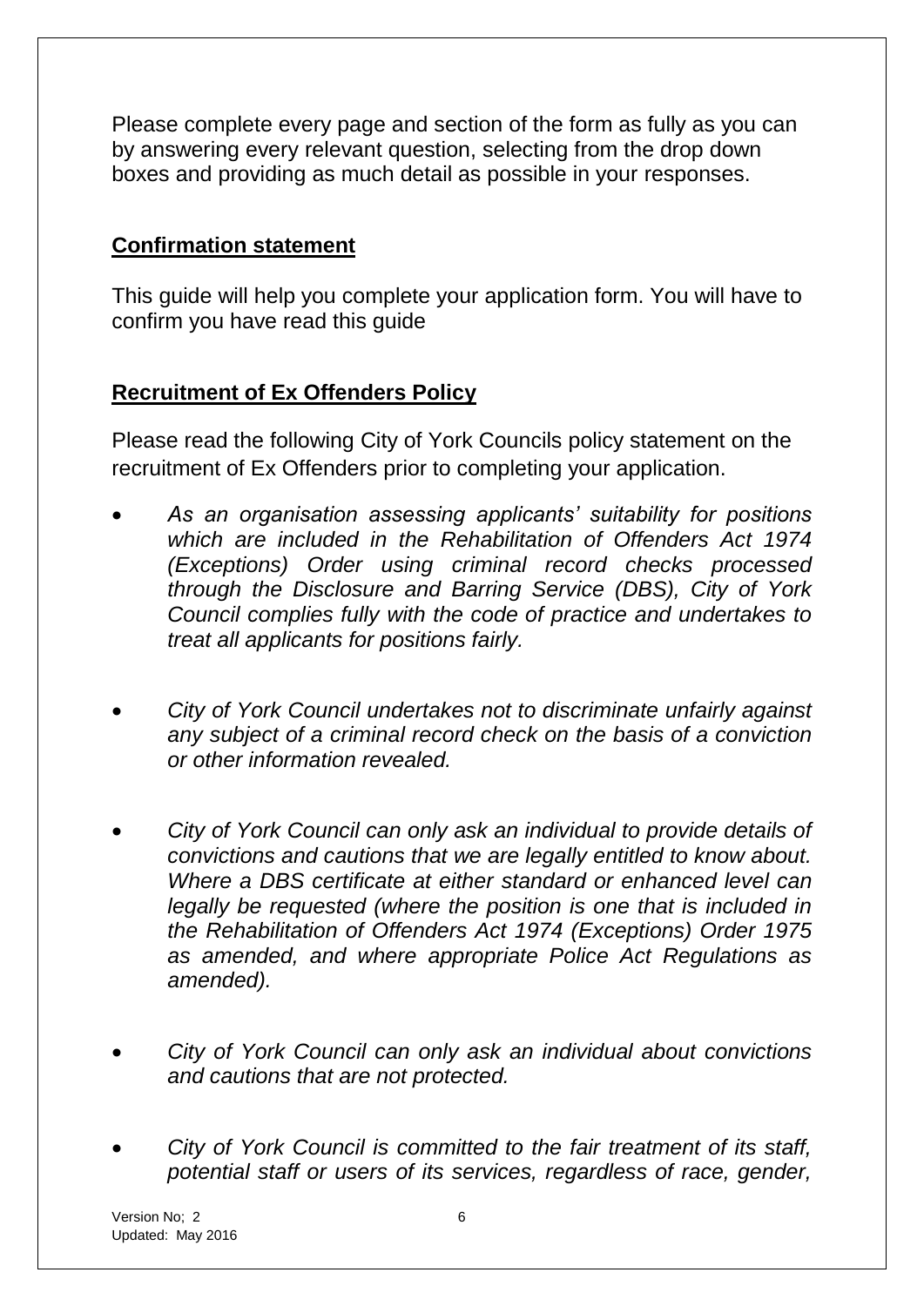Please complete every page and section of the form as fully as you can by answering every relevant question, selecting from the drop down boxes and providing as much detail as possible in your responses.

## Confirmation statement

This guide will help you complete your application form. You will have to confirm you have read this guide

## Recruitment of Ex Offenders Policy

Please read the following City of York Councils policy statement on the recruitment of Ex Offenders prior to completing your application.

- *As an organisation assessing applicants' suitability for positions which are included in the Rehabilitation of Offenders Act 1974 (Exceptions) Order using criminal record checks processed through the Disclosure and Barring Service (DBS), City of York Council complies fully with the code of practice and undertakes to treat all applicants for positions fairly.*

- *City of York Council undertakes not to discriminate unfairly against any subject of a criminal record check on the basis of a conviction or other information revealed.*

- *City of York Council can only ask an individual to provide details of convictions and cautions that we are legally entitled to know about. Where a DBS certificate at either standard or enhanced level can legally be requested (where the position is one that is included in the Rehabilitation of Offenders Act 1974 (Exceptions) Order 1975 as amended, and where appropriate Police Act Regulations as amended).*

- *City of York Council can only ask an individual about convictions and cautions that are not protected.*

- *City of York Council is committed to the fair treatment of its staff, potential staff or users of its services, regardless of race, gender,*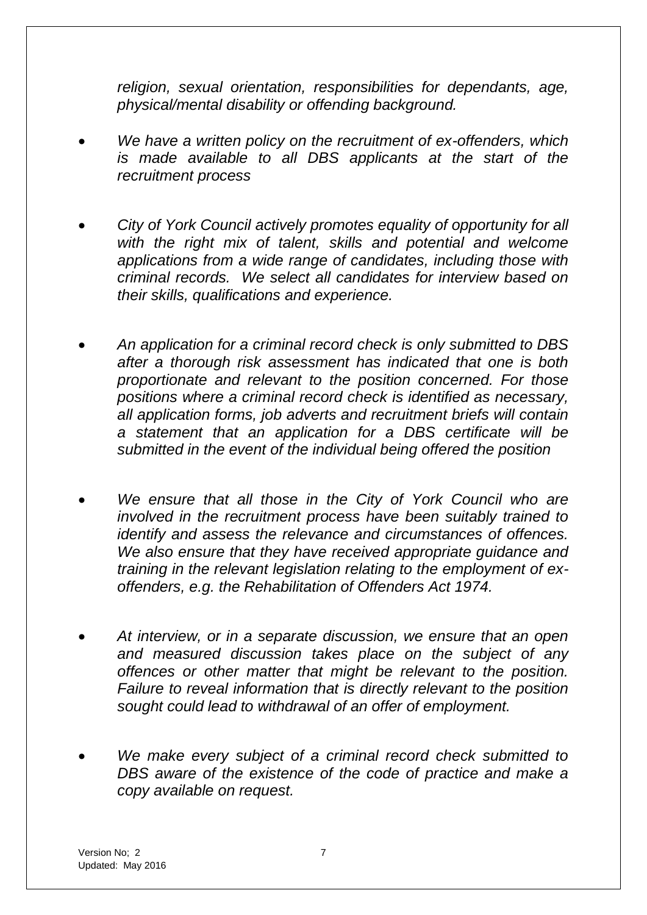*religion, sexual orientation, responsibilities for dependants, age, physical/mental disability or offending background.*

- *We have a written policy on the recruitment of ex-offenders, which is made available to all DBS applicants at the start of the recruitment process*

- *City of York Council actively promotes equality of opportunity for all with the right mix of talent, skills and potential and welcome applications from a wide range of candidates, including those with criminal records. We select all candidates for interview based on their skills, qualifications and experience.*

- *An application for a criminal record check is only submitted to DBS after a thorough risk assessment has indicated that one is both proportionate and relevant to the position concerned. For those positions where a criminal record check is identified as necessary, all application forms, job adverts and recruitment briefs will contain a statement that an application for a DBS certificate will be submitted in the event of the individual being offered the position*

- *We ensure that all those in the City of York Council who are involved in the recruitment process have been suitably trained to identify and assess the relevance and circumstances of offences. We also ensure that they have received appropriate guidance and training in the relevant legislation relating to the employment of ex-offenders, e.g. the Rehabilitation of Offenders Act 1974.*

- *At interview, or in a separate discussion, we ensure that an open and measured discussion takes place on the subject of any offences or other matter that might be relevant to the position. Failure to reveal information that is directly relevant to the position sought could lead to withdrawal of an offer of employment.*

- *We make every subject of a criminal record check submitted to DBS aware of the existence of the code of practice and make a copy available on request.*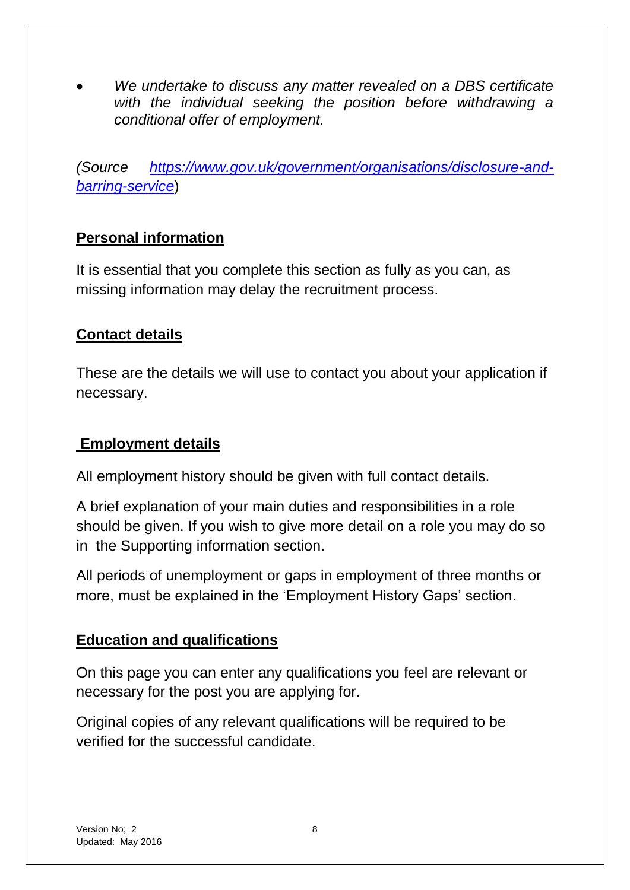- *We undertake to discuss any matter revealed on a DBS certificate with the individual seeking the position before withdrawing a conditional offer of employment.*

*(Source [https://www.gov.uk/government/organisations/disclosure-and-barring-service](https://www.gov.uk/government/organisations/disclosure-and-barring-service))*

## Personal information

It is essential that you complete this section as fully as you can, as missing information may delay the recruitment process.

## Contact details

These are the details we will use to contact you about your application if necessary.

## Employment details

All employment history should be given with full contact details.

A brief explanation of your main duties and responsibilities in a role should be given. If you wish to give more detail on a role you may do so in the Supporting information section.

All periods of unemployment or gaps in employment of three months or more, must be explained in the 'Employment History Gaps' section.

## Education and qualifications

On this page you can enter any qualifications you feel are relevant or necessary for the post you are applying for.

Original copies of any relevant qualifications will be required to be verified for the successful candidate.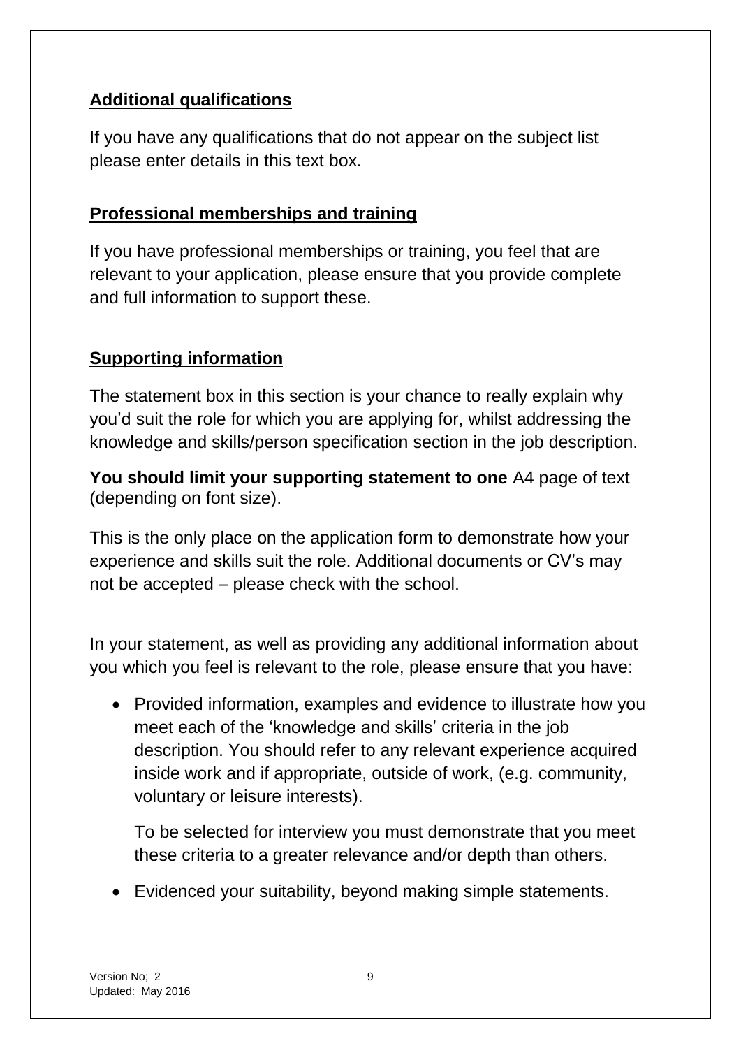## Additional qualifications

If you have any qualifications that do not appear on the subject list please enter details in this text box.

## Professional memberships and training

If you have professional memberships or training, you feel that are relevant to your application, please ensure that you provide complete and full information to support these.

## Supporting information

The statement box in this section is your chance to really explain why you'd suit the role for which you are applying for, whilst addressing the knowledge and skills/person specification section in the job description.

**You should limit your supporting statement to one** A4 page of text (depending on font size).

This is the only place on the application form to demonstrate how your experience and skills suit the role. Additional documents or CV's may not be accepted – please check with the school.

In your statement, as well as providing any additional information about you which you feel is relevant to the role, please ensure that you have:

- Provided information, examples and evidence to illustrate how you meet each of the 'knowledge and skills' criteria in the job description. You should refer to any relevant experience acquired inside work and if appropriate, outside of work, (e.g. community, voluntary or leisure interests).

  To be selected for interview you must demonstrate that you meet these criteria to a greater relevance and/or depth than others.

- Evidenced your suitability, beyond making simple statements.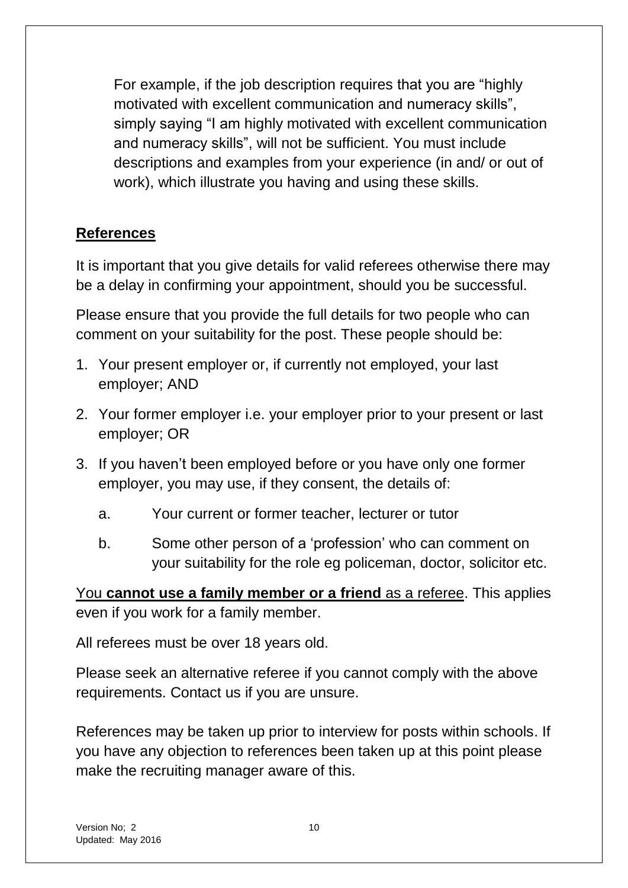For example, if the job description requires that you are "highly motivated with excellent communication and numeracy skills", simply saying "I am highly motivated with excellent communication and numeracy skills", will not be sufficient. You must include descriptions and examples from your experience (in and/ or out of work), which illustrate you having and using these skills.

## References

It is important that you give details for valid referees otherwise there may be a delay in confirming your appointment, should you be successful.

Please ensure that you provide the full details for two people who can comment on your suitability for the post. These people should be:

1. Your present employer or, if currently not employed, your last employer; AND
2. Your former employer i.e. your employer prior to your present or last employer; OR
3. If you haven't been employed before or you have only one former employer, you may use, if they consent, the details of:
   a. Your current or former teacher, lecturer or tutor
   b. Some other person of a 'profession' who can comment on your suitability for the role eg policeman, doctor, solicitor etc.

You **cannot use a family member or a friend** as a referee. This applies even if you work for a family member.

All referees must be over 18 years old.

Please seek an alternative referee if you cannot comply with the above requirements. Contact us if you are unsure.

References may be taken up prior to interview for posts within schools. If you have any objection to references been taken up at this point please make the recruiting manager aware of this.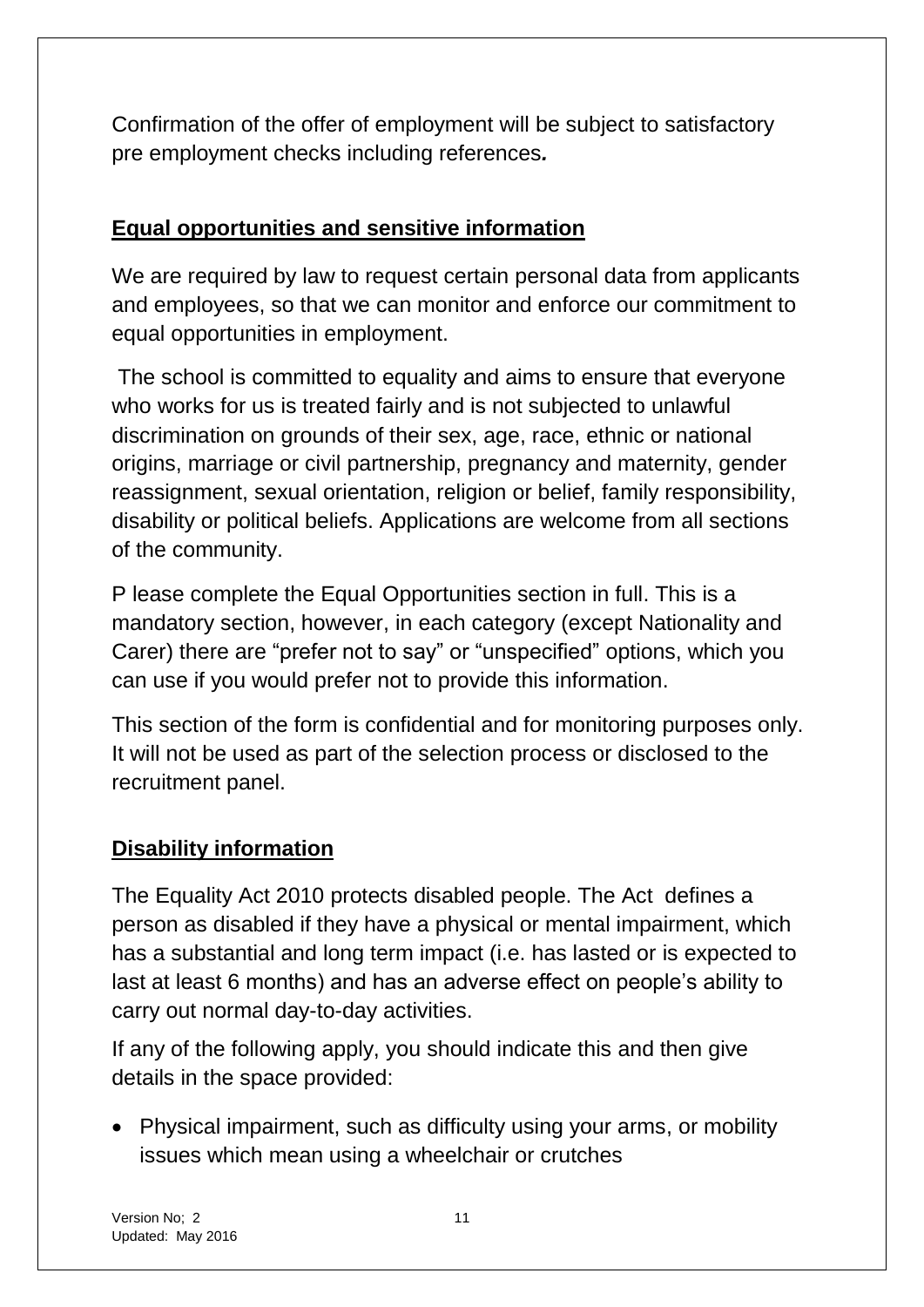Confirmation of the offer of employment will be subject to satisfactory pre employment checks including references*.*

**Equal opportunities and sensitive information**

We are required by law to request certain personal data from applicants and employees, so that we can monitor and enforce our commitment to equal opportunities in employment.

The school is committed to equality and aims to ensure that everyone who works for us is treated fairly and is not subjected to unlawful discrimination on grounds of their sex, age, race, ethnic or national origins, marriage or civil partnership, pregnancy and maternity, gender reassignment, sexual orientation, religion or belief, family responsibility, disability or political beliefs. Applications are welcome from all sections of the community.

P lease complete the Equal Opportunities section in full. This is a mandatory section, however, in each category (except Nationality and Carer) there are "prefer not to say" or "unspecified" options, which you can use if you would prefer not to provide this information.

This section of the form is confidential and for monitoring purposes only. It will not be used as part of the selection process or disclosed to the recruitment panel.

**Disability information**

The Equality Act 2010 protects disabled people. The Act defines a person as disabled if they have a physical or mental impairment, which has a substantial and long term impact (i.e. has lasted or is expected to last at least 6 months) and has an adverse effect on people's ability to carry out normal day-to-day activities.

If any of the following apply, you should indicate this and then give details in the space provided:

- Physical impairment, such as difficulty using your arms, or mobility issues which mean using a wheelchair or crutches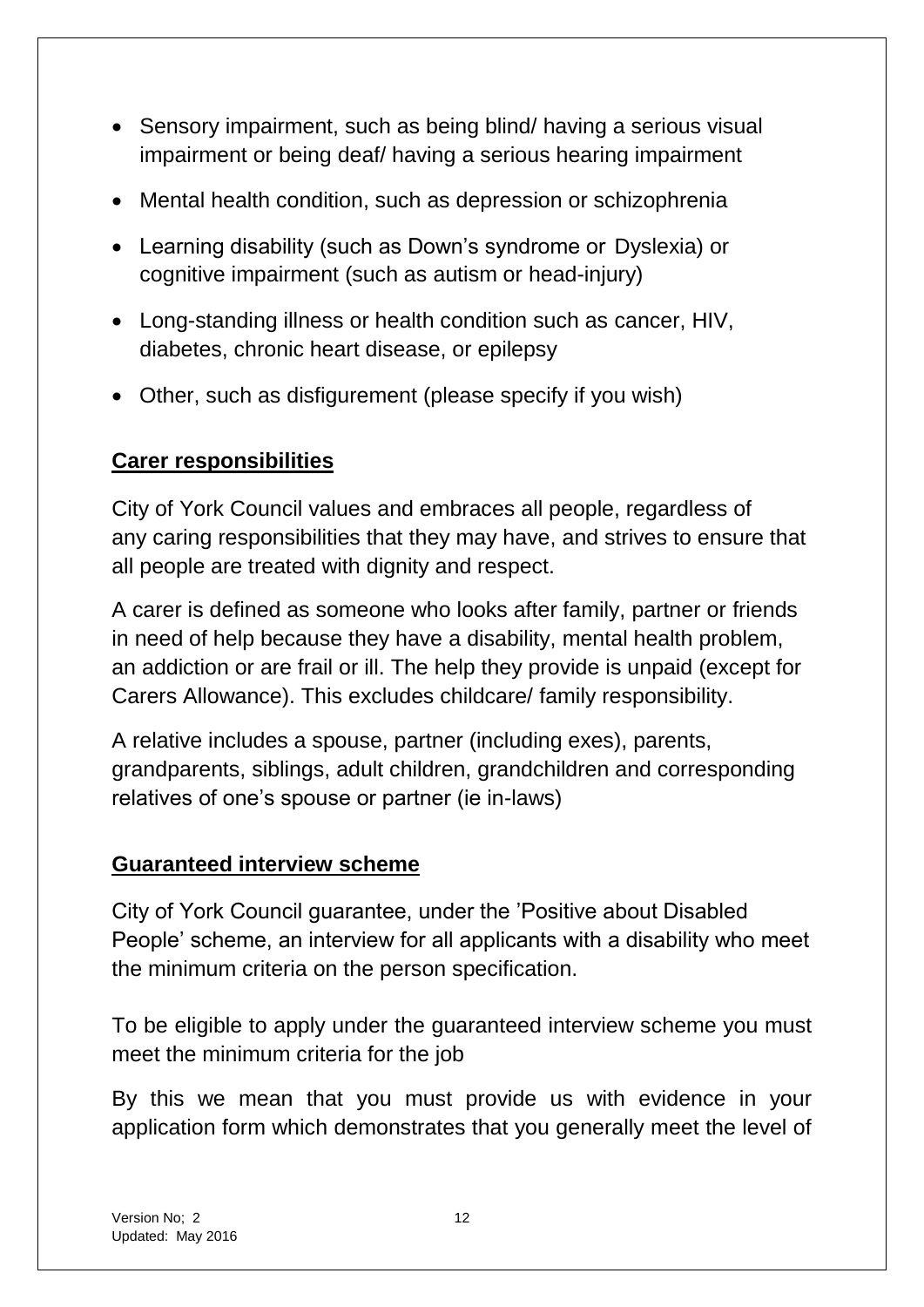- Sensory impairment, such as being blind/ having a serious visual impairment or being deaf/ having a serious hearing impairment
- Mental health condition, such as depression or schizophrenia
- Learning disability (such as Down's syndrome or Dyslexia) or cognitive impairment (such as autism or head-injury)
- Long-standing illness or health condition such as cancer, HIV, diabetes, chronic heart disease, or epilepsy
- Other, such as disfigurement (please specify if you wish)

## Carer responsibilities

City of York Council values and embraces all people, regardless of any caring responsibilities that they may have, and strives to ensure that all people are treated with dignity and respect.

A carer is defined as someone who looks after family, partner or friends in need of help because they have a disability, mental health problem, an addiction or are frail or ill. The help they provide is unpaid (except for Carers Allowance). This excludes childcare/ family responsibility.

A relative includes a spouse, partner (including exes), parents, grandparents, siblings, adult children, grandchildren and corresponding relatives of one's spouse or partner (ie in-laws)

## Guaranteed interview scheme

City of York Council guarantee, under the 'Positive about Disabled People' scheme, an interview for all applicants with a disability who meet the minimum criteria on the person specification.

To be eligible to apply under the guaranteed interview scheme you must meet the minimum criteria for the job

By this we mean that you must provide us with evidence in your application form which demonstrates that you generally meet the level of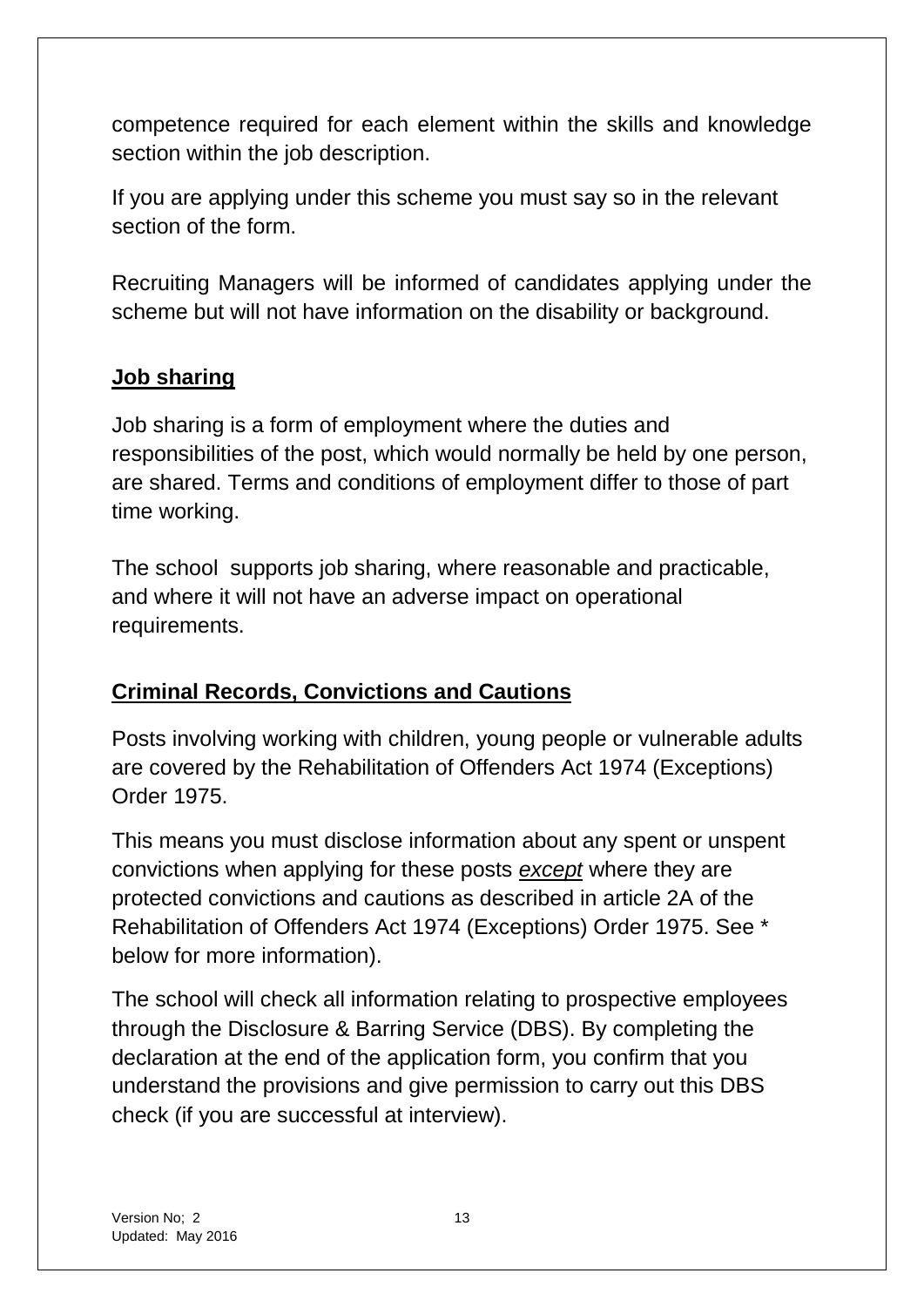competence required for each element within the skills and knowledge section within the job description.

If you are applying under this scheme you must say so in the relevant section of the form.

Recruiting Managers will be informed of candidates applying under the scheme but will not have information on the disability or background.

## Job sharing

Job sharing is a form of employment where the duties and responsibilities of the post, which would normally be held by one person, are shared. Terms and conditions of employment differ to those of part time working.

The school supports job sharing, where reasonable and practicable, and where it will not have an adverse impact on operational requirements.

## Criminal Records, Convictions and Cautions

Posts involving working with children, young people or vulnerable adults are covered by the Rehabilitation of Offenders Act 1974 (Exceptions) Order 1975.

This means you must disclose information about any spent or unspent convictions when applying for these posts ***except*** where they are protected convictions and cautions as described in article 2A of the Rehabilitation of Offenders Act 1974 (Exceptions) Order 1975. See * below for more information).

The school will check all information relating to prospective employees through the Disclosure & Barring Service (DBS). By completing the declaration at the end of the application form, you confirm that you understand the provisions and give permission to carry out this DBS check (if you are successful at interview).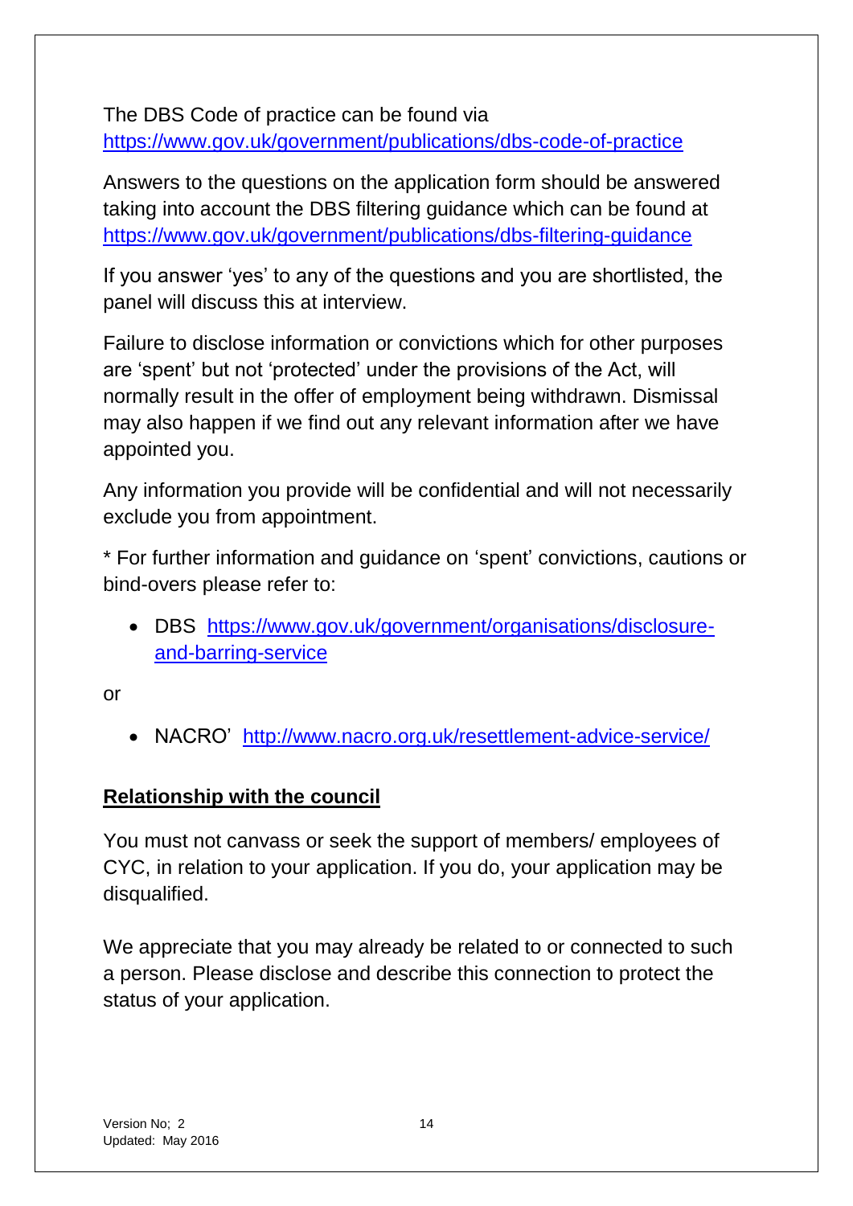The DBS Code of practice can be found via
https://www.gov.uk/government/publications/dbs-code-of-practice

Answers to the questions on the application form should be answered taking into account the DBS filtering guidance which can be found at
https://www.gov.uk/government/publications/dbs-filtering-guidance

If you answer 'yes' to any of the questions and you are shortlisted, the panel will discuss this at interview.

Failure to disclose information or convictions which for other purposes are 'spent' but not 'protected' under the provisions of the Act, will normally result in the offer of employment being withdrawn. Dismissal may also happen if we find out any relevant information after we have appointed you.

Any information you provide will be confidential and will not necessarily exclude you from appointment.

* For further information and guidance on 'spent' convictions, cautions or bind-overs please refer to:

- DBS https://www.gov.uk/government/organisations/disclosure-and-barring-service

or

- NACRO' http://www.nacro.org.uk/resettlement-advice-service/

**Relationship with the council**

You must not canvass or seek the support of members/ employees of CYC, in relation to your application. If you do, your application may be disqualified.

We appreciate that you may already be related to or connected to such a person. Please disclose and describe this connection to protect the status of your application.

Version No; 2
Updated: May 2016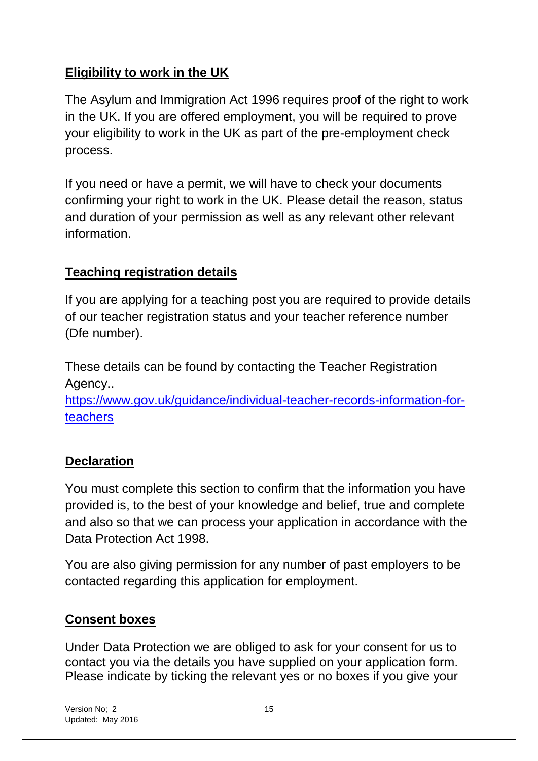**Eligibility to work in the UK**

The Asylum and Immigration Act 1996 requires proof of the right to work in the UK. If you are offered employment, you will be required to prove your eligibility to work in the UK as part of the pre-employment check process.

If you need or have a permit, we will have to check your documents confirming your right to work in the UK. Please detail the reason, status and duration of your permission as well as any relevant other relevant information.

**Teaching registration details**

If you are applying for a teaching post you are required to provide details of our teacher registration status and your teacher reference number (Dfe number).

These details can be found by contacting the Teacher Registration Agency..
[https://www.gov.uk/guidance/individual-teacher-records-information-for-teachers](https://www.gov.uk/guidance/individual-teacher-records-information-for-teachers)

**Declaration**

You must complete this section to confirm that the information you have provided is, to the best of your knowledge and belief, true and complete and also so that we can process your application in accordance with the Data Protection Act 1998.

You are also giving permission for any number of past employers to be contacted regarding this application for employment.

**Consent boxes**

Under Data Protection we are obliged to ask for your consent for us to contact you via the details you have supplied on your application form. Please indicate by ticking the relevant yes or no boxes if you give your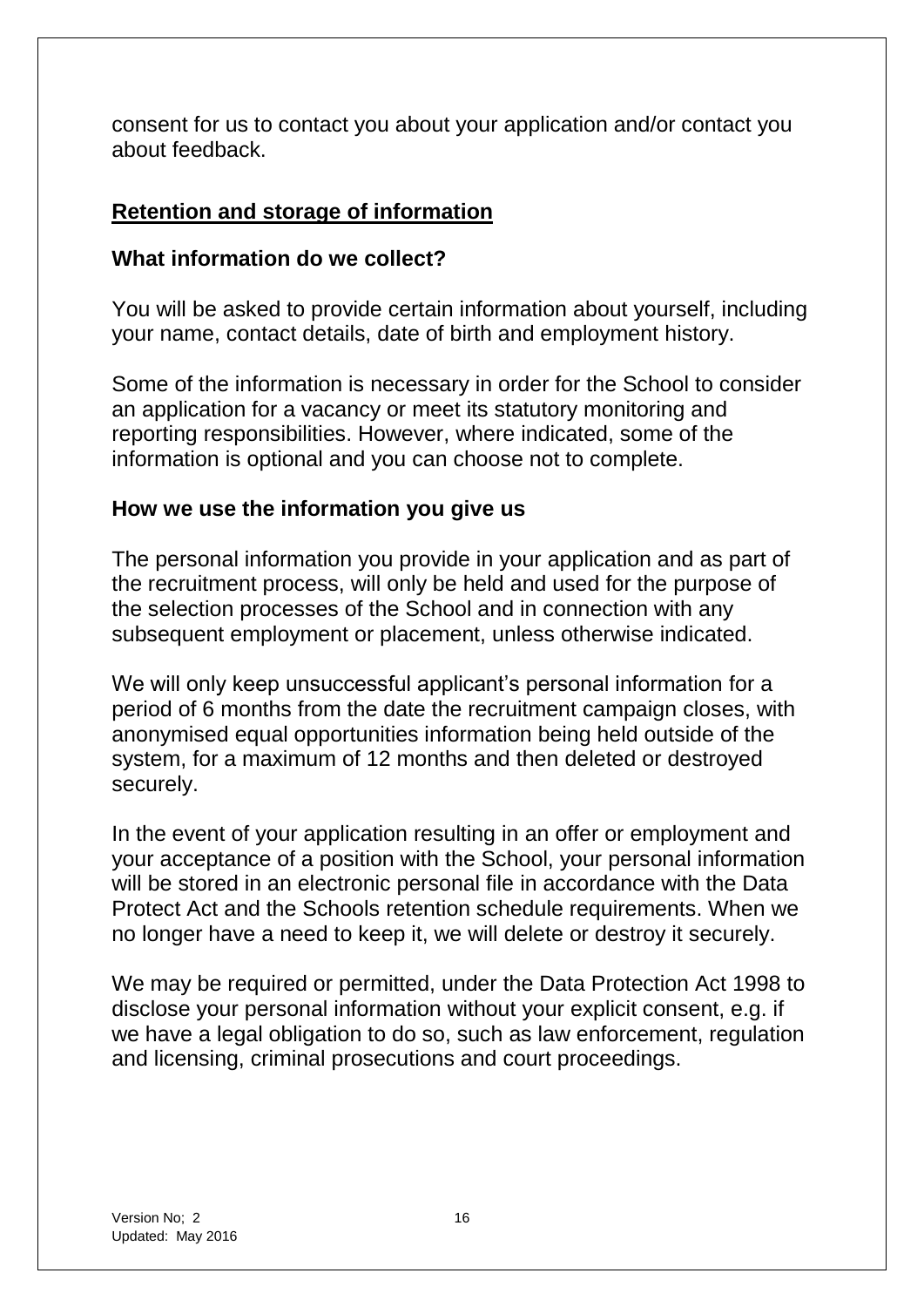consent for us to contact you about your application and/or contact you about feedback.

## Retention and storage of information

### What information do we collect?

You will be asked to provide certain information about yourself, including your name, contact details, date of birth and employment history.

Some of the information is necessary in order for the School to consider an application for a vacancy or meet its statutory monitoring and reporting responsibilities. However, where indicated, some of the information is optional and you can choose not to complete.

### How we use the information you give us

The personal information you provide in your application and as part of the recruitment process, will only be held and used for the purpose of the selection processes of the School and in connection with any subsequent employment or placement, unless otherwise indicated.

We will only keep unsuccessful applicant's personal information for a period of 6 months from the date the recruitment campaign closes, with anonymised equal opportunities information being held outside of the system, for a maximum of 12 months and then deleted or destroyed securely.

In the event of your application resulting in an offer or employment and your acceptance of a position with the School, your personal information will be stored in an electronic personal file in accordance with the Data Protect Act and the Schools retention schedule requirements. When we no longer have a need to keep it, we will delete or destroy it securely.

We may be required or permitted, under the Data Protection Act 1998 to disclose your personal information without your explicit consent, e.g. if we have a legal obligation to do so, such as law enforcement, regulation and licensing, criminal prosecutions and court proceedings.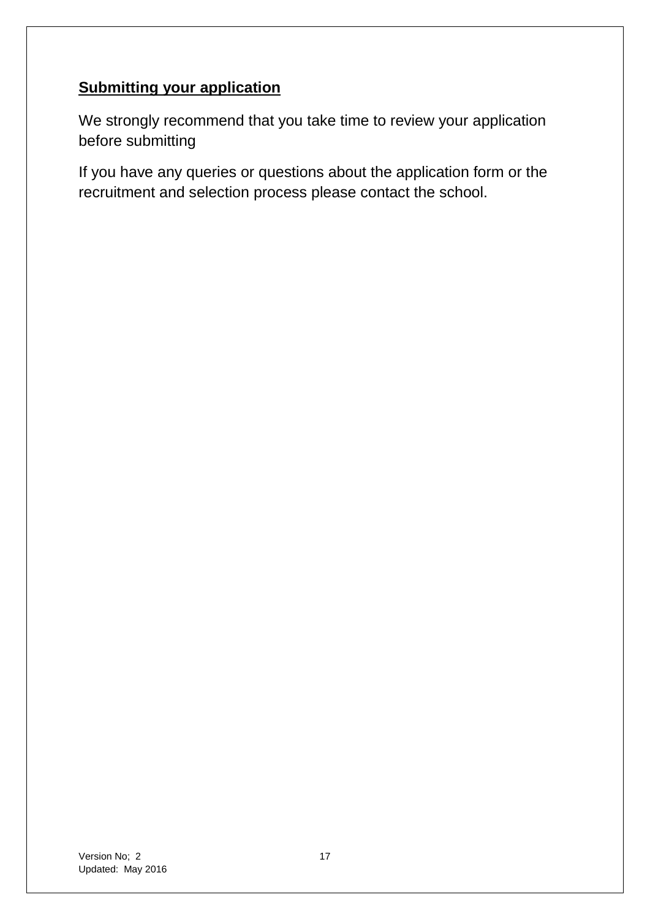**Submitting your application**

We strongly recommend that you take time to review your application before submitting

If you have any queries or questions about the application form or the recruitment and selection process please contact the school.